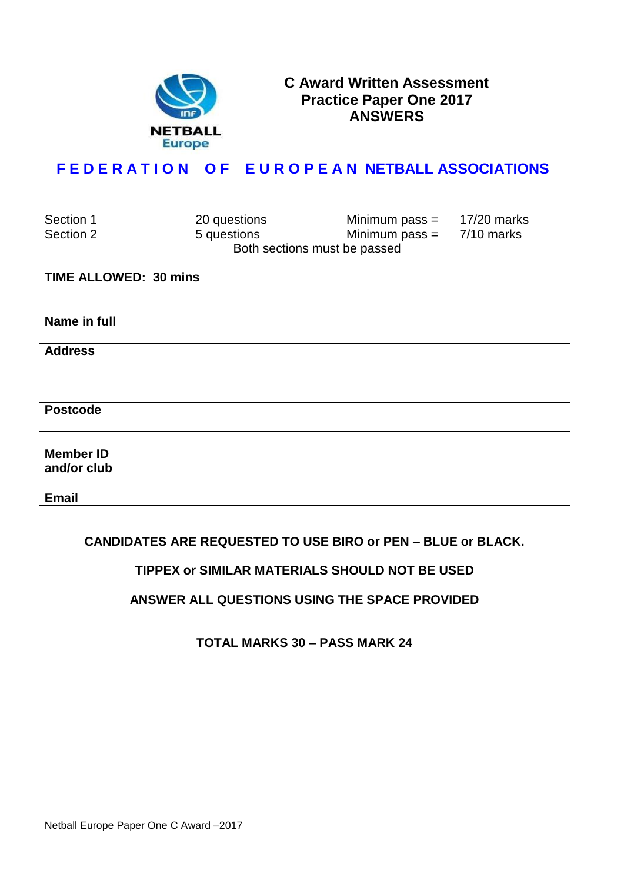NETBALL Europe

# C Award Written Assessment Practice Paper One 2017 ANSWERS

## FEDERATION OF EUROPEAN NETBALL ASSOCIATIONS

| | | | |
|---|---|---|---|
| Section 1 | 20 questions | Minimum pass = | 17/20 marks |
| Section 2 | 5 questions | Minimum pass = | 7/10 marks |

Both sections must be passed

**TIME ALLOWED: 30 mins**

| | |
|---|---|
| **Name in full** | |
| **Address** | |
| | |
| **Postcode** | |
| **Member ID and/or club** | |
| **Email** | |

**CANDIDATES ARE REQUESTED TO USE BIRO or PEN – BLUE or BLACK.**

**TIPPEX or SIMILAR MATERIALS SHOULD NOT BE USED**

**ANSWER ALL QUESTIONS USING THE SPACE PROVIDED**

**TOTAL MARKS 30 – PASS MARK 24**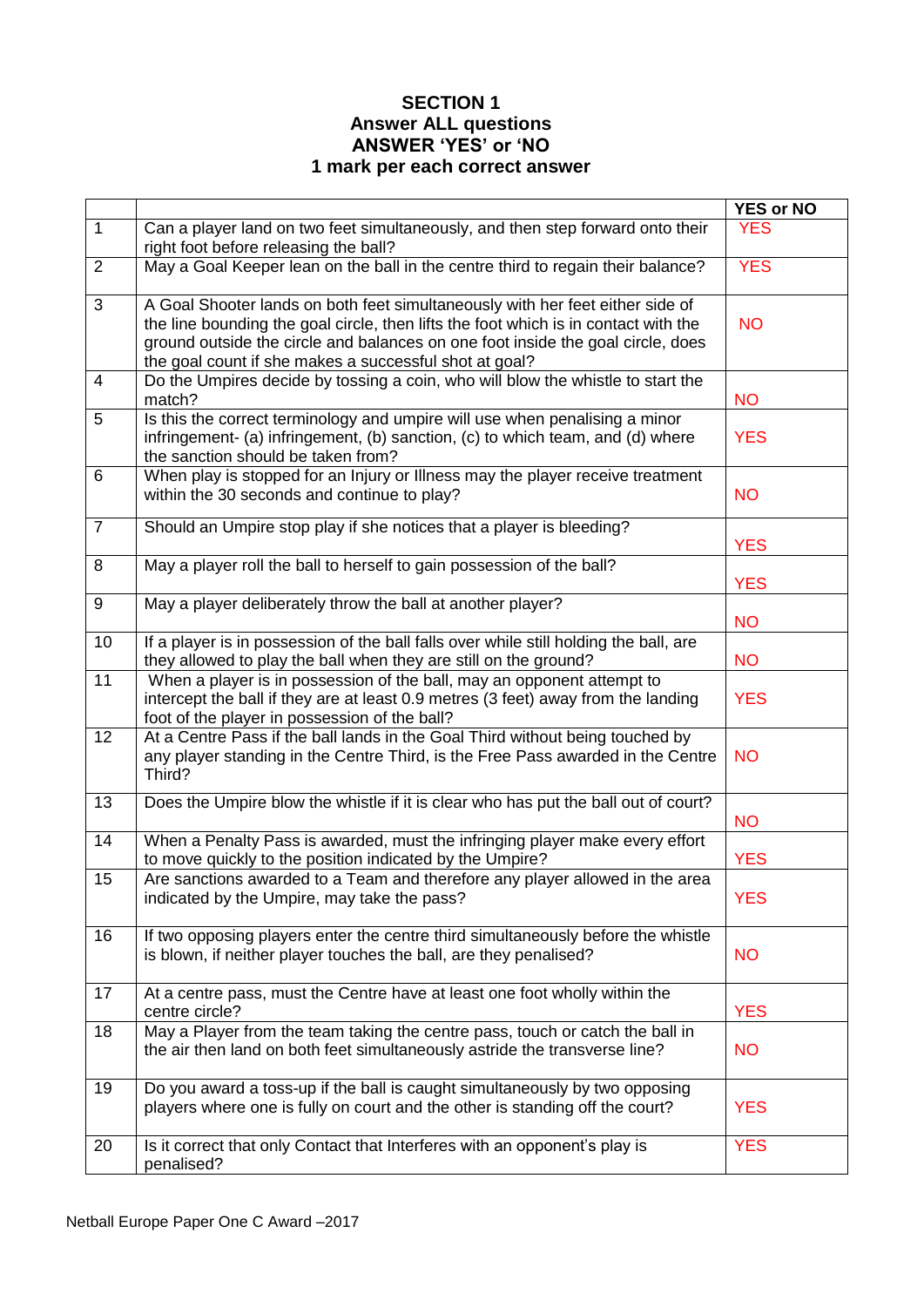**SECTION 1**
**Answer ALL questions**
**ANSWER 'YES' or 'NO**
**1 mark per each correct answer**

| | | YES or NO |
|---|---|---|
| 1 | Can a player land on two feet simultaneously, and then step forward onto their right foot before releasing the ball? | YES |
| 2 | May a Goal Keeper lean on the ball in the centre third to regain their balance? | YES |
| 3 | A Goal Shooter lands on both feet simultaneously with her feet either side of the line bounding the goal circle, then lifts the foot which is in contact with the ground outside the circle and balances on one foot inside the goal circle, does the goal count if she makes a successful shot at goal? | NO |
| 4 | Do the Umpires decide by tossing a coin, who will blow the whistle to start the match? | NO |
| 5 | Is this the correct terminology and umpire will use when penalising a minor infringement- (a) infringement, (b) sanction, (c) to which team, and (d) where the sanction should be taken from? | YES |
| 6 | When play is stopped for an Injury or Illness may the player receive treatment within the 30 seconds and continue to play? | NO |
| 7 | Should an Umpire stop play if she notices that a player is bleeding? | YES |
| 8 | May a player roll the ball to herself to gain possession of the ball? | YES |
| 9 | May a player deliberately throw the ball at another player? | NO |
| 10 | If a player is in possession of the ball falls over while still holding the ball, are they allowed to play the ball when they are still on the ground? | NO |
| 11 | When a player is in possession of the ball, may an opponent attempt to intercept the ball if they are at least 0.9 metres (3 feet) away from the landing foot of the player in possession of the ball? | YES |
| 12 | At a Centre Pass if the ball lands in the Goal Third without being touched by any player standing in the Centre Third, is the Free Pass awarded in the Centre Third? | NO |
| 13 | Does the Umpire blow the whistle if it is clear who has put the ball out of court? | NO |
| 14 | When a Penalty Pass is awarded, must the infringing player make every effort to move quickly to the position indicated by the Umpire? | YES |
| 15 | Are sanctions awarded to a Team and therefore any player allowed in the area indicated by the Umpire, may take the pass? | YES |
| 16 | If two opposing players enter the centre third simultaneously before the whistle is blown, if neither player touches the ball, are they penalised? | NO |
| 17 | At a centre pass, must the Centre have at least one foot wholly within the centre circle? | YES |
| 18 | May a Player from the team taking the centre pass, touch or catch the ball in the air then land on both feet simultaneously astride the transverse line? | NO |
| 19 | Do you award a toss-up if the ball is caught simultaneously by two opposing players where one is fully on court and the other is standing off the court? | YES |
| 20 | Is it correct that only Contact that Interferes with an opponent's play is penalised? | YES |

Netball Europe Paper One C Award –2017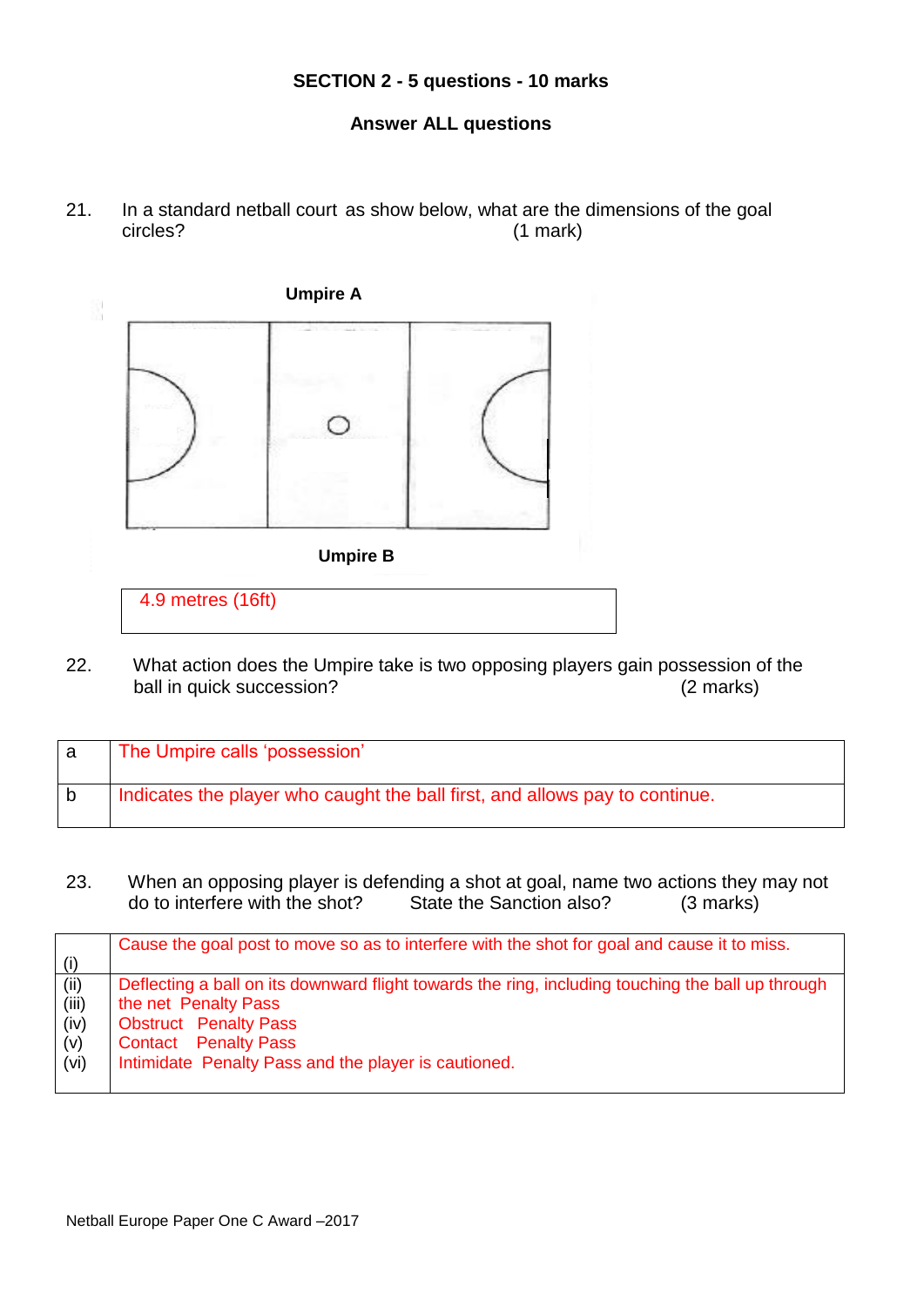**SECTION 2 - 5 questions - 10 marks**

**Answer ALL questions**

21. In a standard netball court as show below, what are the dimensions of the goal circles? (1 mark)

**Umpire A**

**Umpire B**

| 4.9 metres (16ft) |
|---|

22. What action does the Umpire take is two opposing players gain possession of the ball in quick succession? (2 marks)

| | |
|---|---|
| a | The Umpire calls 'possession' |
| b | Indicates the player who caught the ball first, and allows pay to continue. |

23. When an opposing player is defending a shot at goal, name two actions they may not do to interfere with the shot? State the Sanction also? (3 marks)

| | |
|---|---|
| (i) | Cause the goal post to move so as to interfere with the shot for goal and cause it to miss. |
| (ii)<br>(iii)<br>(iv)<br>(v)<br>(vi) | Deflecting a ball on its downward flight towards the ring, including touching the ball up through the net Penalty Pass<br>Obstruct Penalty Pass<br>Contact Penalty Pass<br>Intimidate Penalty Pass and the player is cautioned. |

Netball Europe Paper One C Award –2017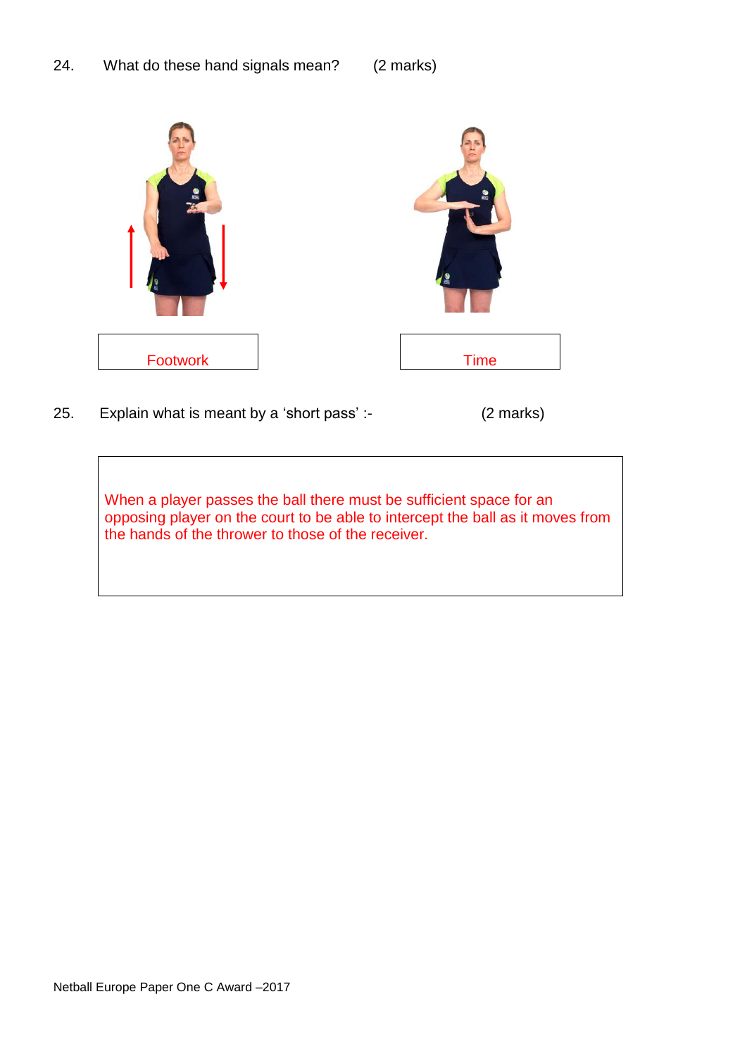24. What do these hand signals mean? (2 marks)

Footwork

Time

25. Explain what is meant by a 'short pass' :- (2 marks)

When a player passes the ball there must be sufficient space for an opposing player on the court to be able to intercept the ball as it moves from the hands of the thrower to those of the receiver.

Netball Europe Paper One C Award –2017